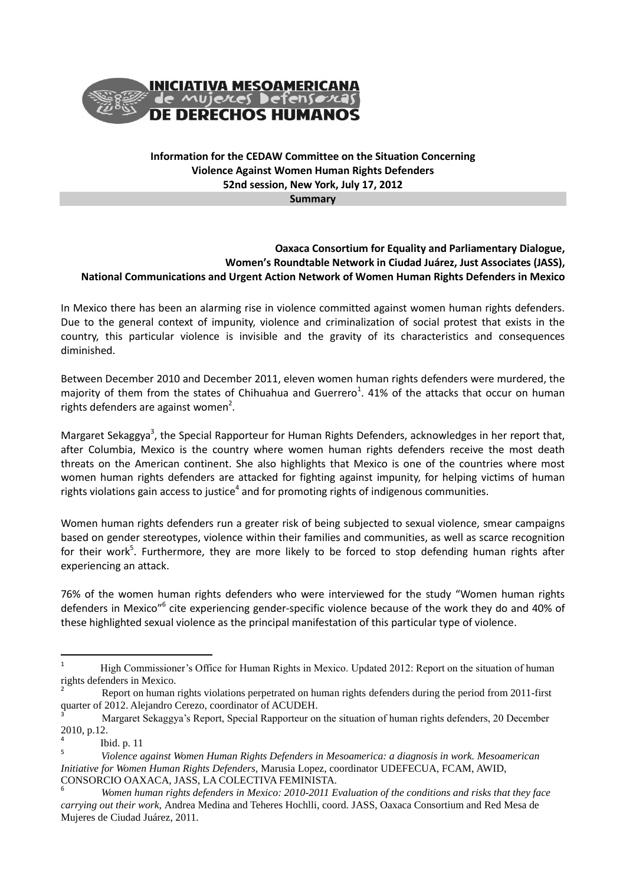**INICIATIVA MESOAMERICANA de mujeres Defensoras DE DERECHOS HUMANOS**

## Information for the CEDAW Committee on the Situation Concerning Violence Against Women Human Rights Defenders 52nd session, New York, July 17, 2012

### Summary

**Oaxaca Consortium for Equality and Parliamentary Dialogue, Women's Roundtable Network in Ciudad Juárez, Just Associates (JASS), National Communications and Urgent Action Network of Women Human Rights Defenders in Mexico**

In Mexico there has been an alarming rise in violence committed against women human rights defenders. Due to the general context of impunity, violence and criminalization of social protest that exists in the country, this particular violence is invisible and the gravity of its characteristics and consequences diminished.

Between December 2010 and December 2011, eleven women human rights defenders were murdered, the majority of them from the states of Chihuahua and Guerrero[1]. 41% of the attacks that occur on human rights defenders are against women[2].

Margaret Sekaggya[3], the Special Rapporteur for Human Rights Defenders, acknowledges in her report that, after Columbia, Mexico is the country where women human rights defenders receive the most death threats on the American continent. She also highlights that Mexico is one of the countries where most women human rights defenders are attacked for fighting against impunity, for helping victims of human rights violations gain access to justice[4] and for promoting rights of indigenous communities.

Women human rights defenders run a greater risk of being subjected to sexual violence, smear campaigns based on gender stereotypes, violence within their families and communities, as well as scarce recognition for their work[5]. Furthermore, they are more likely to be forced to stop defending human rights after experiencing an attack.

76% of the women human rights defenders who were interviewed for the study "Women human rights defenders in Mexico"[6] cite experiencing gender-specific violence because of the work they do and 40% of these highlighted sexual violence as the principal manifestation of this particular type of violence.

---

[1] High Commissioner's Office for Human Rights in Mexico. Updated 2012: Report on the situation of human rights defenders in Mexico.

[2] Report on human rights violations perpetrated on human rights defenders during the period from 2011-first quarter of 2012. Alejandro Cerezo, coordinator of ACUDEH.

[3] Margaret Sekaggya's Report, Special Rapporteur on the situation of human rights defenders, 20 December 2010, p.12.

[4] Ibid. p. 11

[5] *Violence against Women Human Rights Defenders in Mesoamerica: a diagnosis in work. Mesoamerican Initiative for Women Human Rights Defenders*, Marusia Lopez, coordinator UDEFECUA, FCAM, AWID, CONSORCIO OAXACA, JASS, LA COLECTIVA FEMINISTA.

[6] *Women human rights defenders in Mexico: 2010-2011 Evaluation of the conditions and risks that they face carrying out their work*, Andrea Medina and Teheres Hochlli, coord. JASS, Oaxaca Consortium and Red Mesa de Mujeres de Ciudad Juárez, 2011.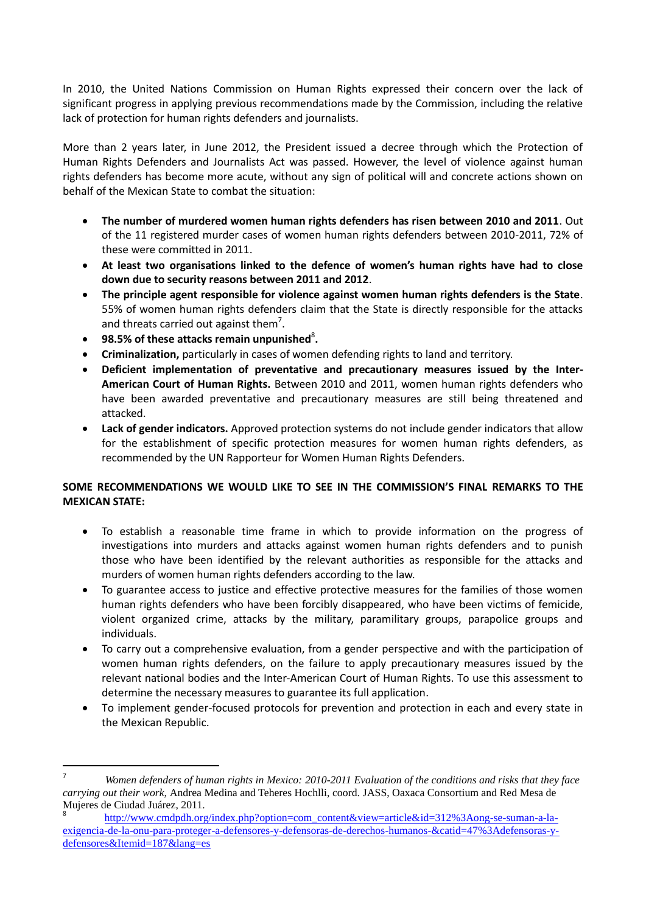In 2010, the United Nations Commission on Human Rights expressed their concern over the lack of significant progress in applying previous recommendations made by the Commission, including the relative lack of protection for human rights defenders and journalists.

More than 2 years later, in June 2012, the President issued a decree through which the Protection of Human Rights Defenders and Journalists Act was passed. However, the level of violence against human rights defenders has become more acute, without any sign of political will and concrete actions shown on behalf of the Mexican State to combat the situation:

- **The number of murdered women human rights defenders has risen between 2010 and 2011**. Out of the 11 registered murder cases of women human rights defenders between 2010-2011, 72% of these were committed in 2011.
- **At least two organisations linked to the defence of women's human rights have had to close down due to security reasons between 2011 and 2012**.
- **The principle agent responsible for violence against women human rights defenders is the State**. 55% of women human rights defenders claim that the State is directly responsible for the attacks and threats carried out against them[7].
- **98.5% of these attacks remain unpunished[8].**
- **Criminalization,** particularly in cases of women defending rights to land and territory.
- **Deficient implementation of preventative and precautionary measures issued by the Inter-American Court of Human Rights.** Between 2010 and 2011, women human rights defenders who have been awarded preventative and precautionary measures are still being threatened and attacked.
- **Lack of gender indicators.** Approved protection systems do not include gender indicators that allow for the establishment of specific protection measures for women human rights defenders, as recommended by the UN Rapporteur for Women Human Rights Defenders.

**SOME RECOMMENDATIONS WE WOULD LIKE TO SEE IN THE COMMISSION'S FINAL REMARKS TO THE MEXICAN STATE:**

- To establish a reasonable time frame in which to provide information on the progress of investigations into murders and attacks against women human rights defenders and to punish those who have been identified by the relevant authorities as responsible for the attacks and murders of women human rights defenders according to the law.
- To guarantee access to justice and effective protective measures for the families of those women human rights defenders who have been forcibly disappeared, who have been victims of femicide, violent organized crime, attacks by the military, paramilitary groups, parapolice groups and individuals.
- To carry out a comprehensive evaluation, from a gender perspective and with the participation of women human rights defenders, on the failure to apply precautionary measures issued by the relevant national bodies and the Inter-American Court of Human Rights. To use this assessment to determine the necessary measures to guarantee its full application.
- To implement gender-focused protocols for prevention and protection in each and every state in the Mexican Republic.

---

[7] *Women defenders of human rights in Mexico: 2010-2011 Evaluation of the conditions and risks that they face carrying out their work,* Andrea Medina and Teheres Hochlli, coord. JASS, Oaxaca Consortium and Red Mesa de Mujeres de Ciudad Juárez, 2011.

[8] http://www.cmdpdh.org/index.php?option=com_content&view=article&id=312%3Aong-se-suman-a-la-exigencia-de-la-onu-para-proteger-a-defensores-y-defensoras-de-derechos-humanos-&catid=47%3Adefensoras-y-defensores&Itemid=187&lang=es